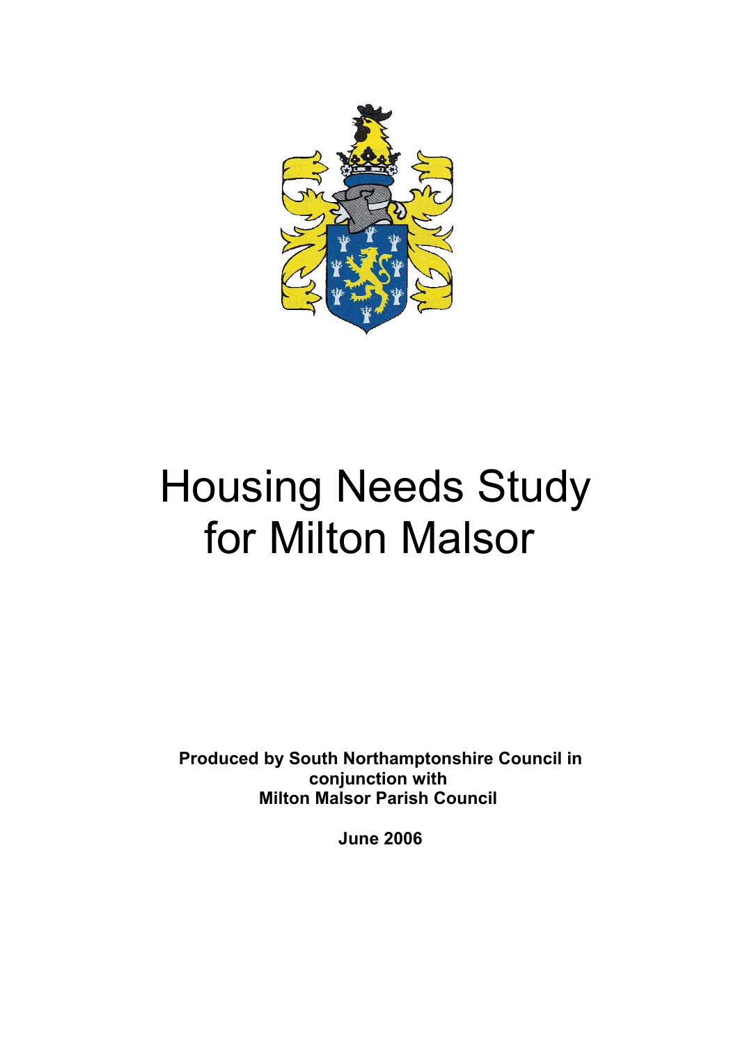# Housing Needs Study for Milton Malsor

**Produced by South Northamptonshire Council in conjunction with Milton Malsor Parish Council**

**June 2006**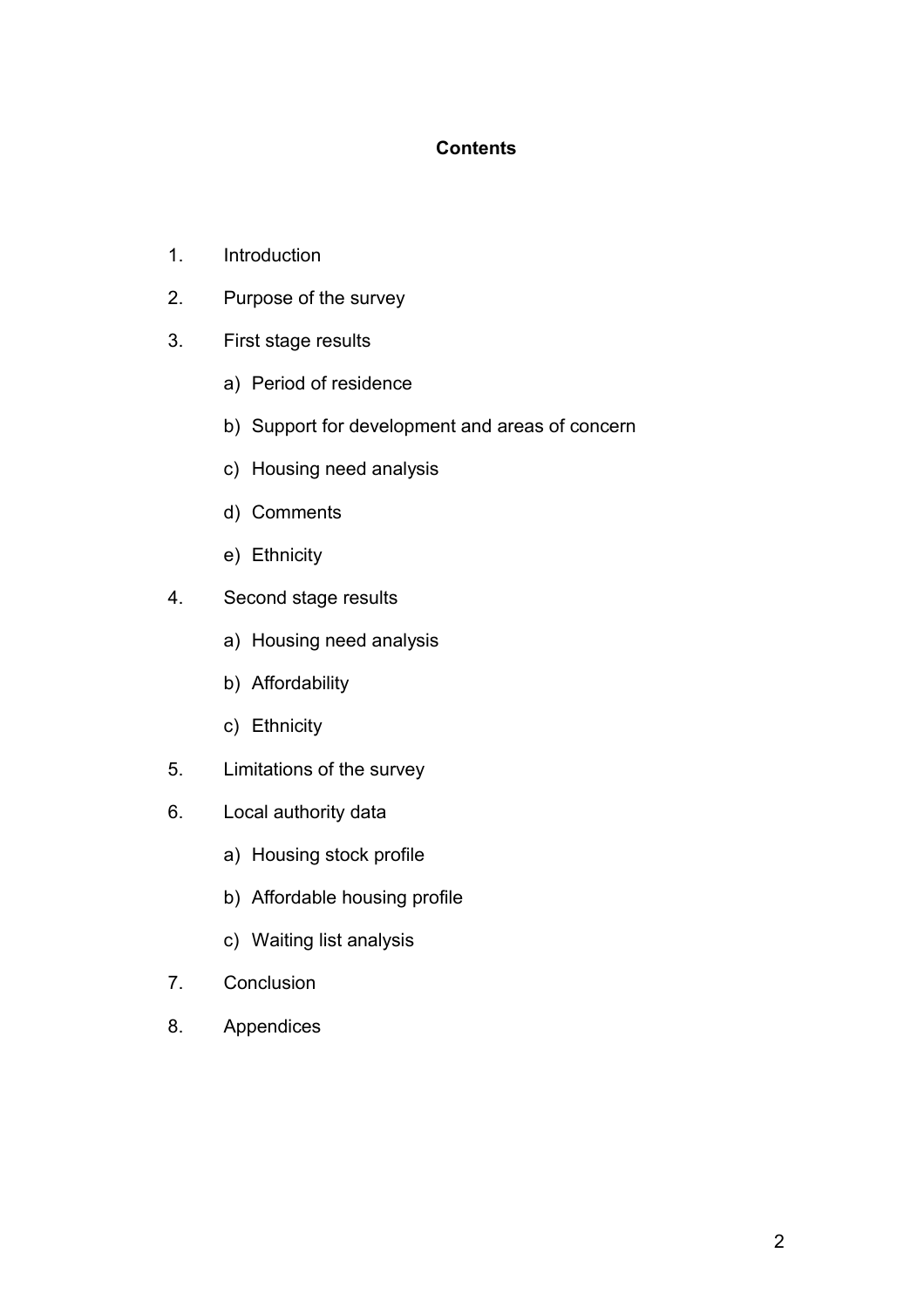# Contents

1. Introduction
2. Purpose of the survey
3. First stage results
    a) Period of residence
    b) Support for development and areas of concern
    c) Housing need analysis
    d) Comments
    e) Ethnicity
4. Second stage results
    a) Housing need analysis
    b) Affordability
    c) Ethnicity
5. Limitations of the survey
6. Local authority data
    a) Housing stock profile
    b) Affordable housing profile
    c) Waiting list analysis
7. Conclusion
8. Appendices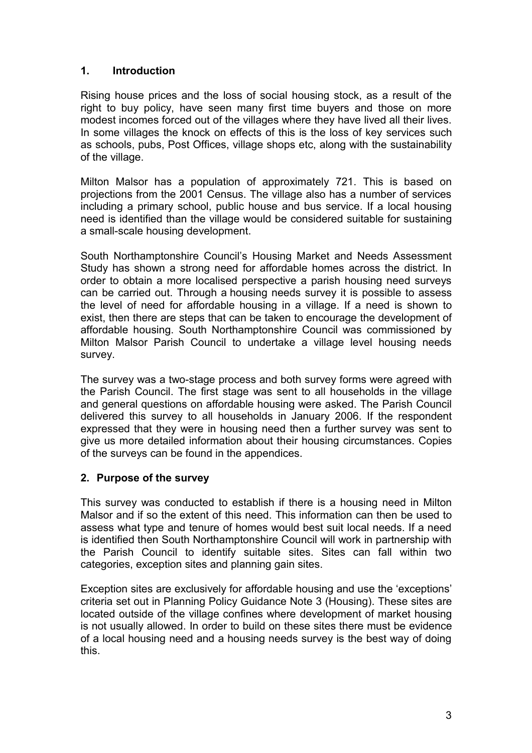## 1. Introduction

Rising house prices and the loss of social housing stock, as a result of the right to buy policy, have seen many first time buyers and those on more modest incomes forced out of the villages where they have lived all their lives. In some villages the knock on effects of this is the loss of key services such as schools, pubs, Post Offices, village shops etc, along with the sustainability of the village.

Milton Malsor has a population of approximately 721. This is based on projections from the 2001 Census. The village also has a number of services including a primary school, public house and bus service. If a local housing need is identified than the village would be considered suitable for sustaining a small-scale housing development.

South Northamptonshire Council's Housing Market and Needs Assessment Study has shown a strong need for affordable homes across the district. In order to obtain a more localised perspective a parish housing need surveys can be carried out. Through a housing needs survey it is possible to assess the level of need for affordable housing in a village. If a need is shown to exist, then there are steps that can be taken to encourage the development of affordable housing. South Northamptonshire Council was commissioned by Milton Malsor Parish Council to undertake a village level housing needs survey.

The survey was a two-stage process and both survey forms were agreed with the Parish Council. The first stage was sent to all households in the village and general questions on affordable housing were asked. The Parish Council delivered this survey to all households in January 2006. If the respondent expressed that they were in housing need then a further survey was sent to give us more detailed information about their housing circumstances. Copies of the surveys can be found in the appendices.

## 2. Purpose of the survey

This survey was conducted to establish if there is a housing need in Milton Malsor and if so the extent of this need. This information can then be used to assess what type and tenure of homes would best suit local needs. If a need is identified then South Northamptonshire Council will work in partnership with the Parish Council to identify suitable sites. Sites can fall within two categories, exception sites and planning gain sites.

Exception sites are exclusively for affordable housing and use the 'exceptions' criteria set out in Planning Policy Guidance Note 3 (Housing). These sites are located outside of the village confines where development of market housing is not usually allowed. In order to build on these sites there must be evidence of a local housing need and a housing needs survey is the best way of doing this.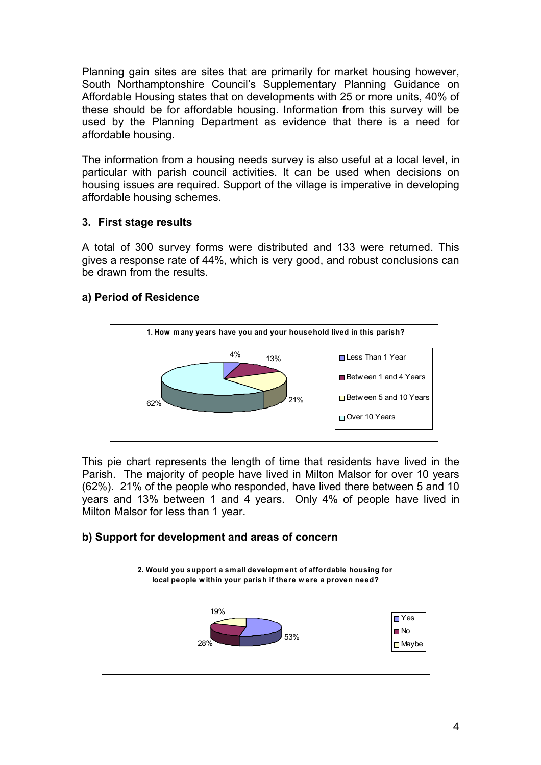Planning gain sites are sites that are primarily for market housing however, South Northamptonshire Council's Supplementary Planning Guidance on Affordable Housing states that on developments with 25 or more units, 40% of these should be for affordable housing. Information from this survey will be used by the Planning Department as evidence that there is a need for affordable housing.

The information from a housing needs survey is also useful at a local level, in particular with parish council activities. It can be used when decisions on housing issues are required. Support of the village is imperative in developing affordable housing schemes.

### 3. First stage results

A total of 300 survey forms were distributed and 133 were returned. This gives a response rate of 44%, which is very good, and robust conclusions can be drawn from the results.

#### a) Period of Residence

**1. How many years have you and your household lived in this parish?**

| Response | Percentage |
|---|---|
| Less Than 1 Year | 4% |
| Between 1 and 4 Years | 13% |
| Between 5 and 10 Years | 21% |
| Over 10 Years | 62% |

This pie chart represents the length of time that residents have lived in the Parish. The majority of people have lived in Milton Malsor for over 10 years (62%). 21% of the people who responded, have lived there between 5 and 10 years and 13% between 1 and 4 years. Only 4% of people have lived in Milton Malsor for less than 1 year.

#### b) Support for development and areas of concern

**2. Would you support a small development of affordable housing for local people within your parish if there were a proven need?**

| Response | Percentage |
|---|---|
| Yes | 53% |
| No | 28% |
| Maybe | 19% |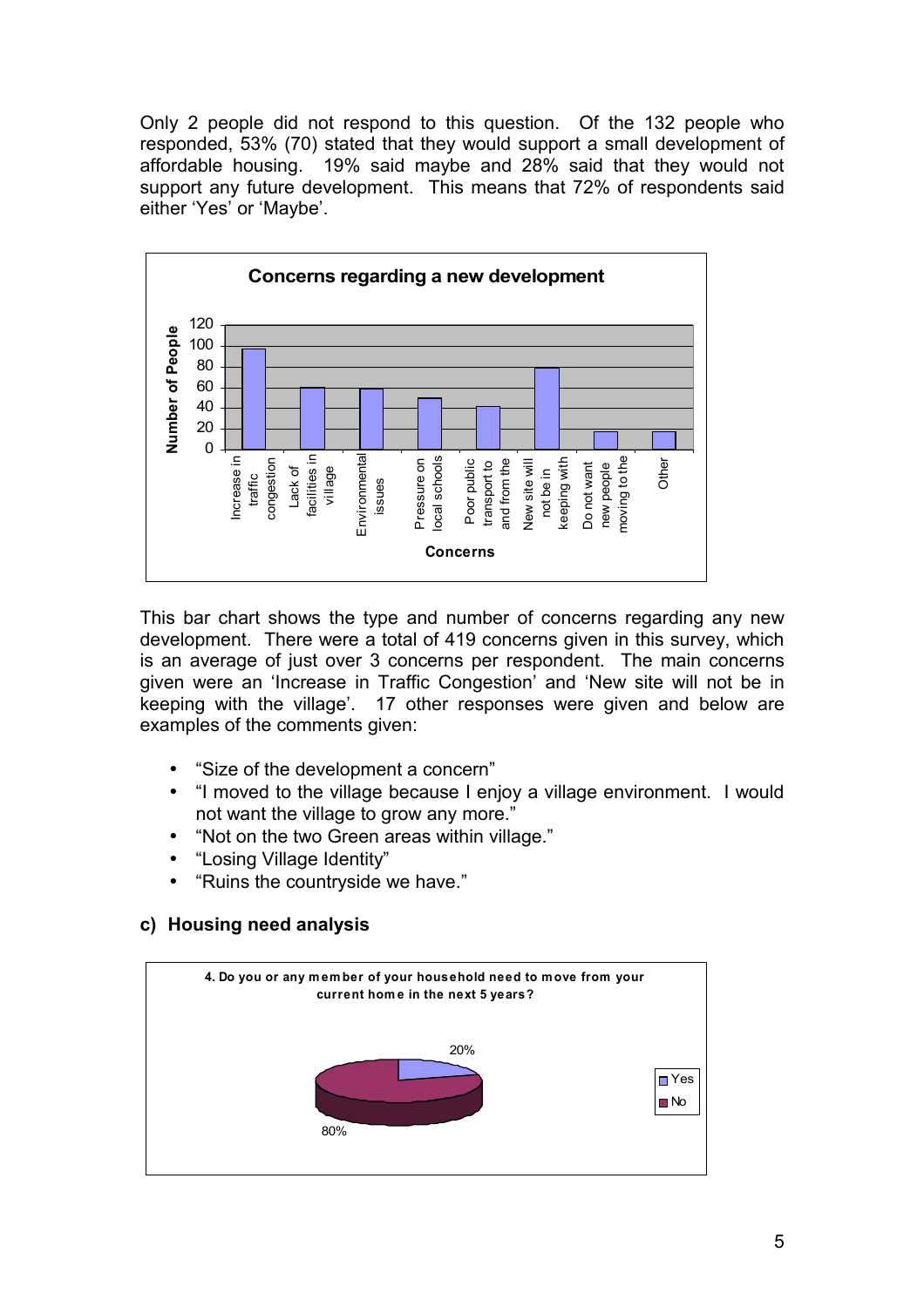Only 2 people did not respond to this question. Of the 132 people who responded, 53% (70) stated that they would support a small development of affordable housing. 19% said maybe and 28% said that they would not support any future development. This means that 72% of respondents said either 'Yes' or 'Maybe'.

**Concerns regarding a new development**

This bar chart shows the type and number of concerns regarding any new development. There were a total of 419 concerns given in this survey, which is an average of just over 3 concerns per respondent. The main concerns given were an 'Increase in Traffic Congestion' and 'New site will not be in keeping with the village'. 17 other responses were given and below are examples of the comments given:

- "Size of the development a concern"
- "I moved to the village because I enjoy a village environment. I would not want the village to grow any more."
- "Not on the two Green areas within village."
- "Losing Village Identity"
- "Ruins the countryside we have."

### c) Housing need analysis

**4. Do you or any member of your household need to move from your current home in the next 5 years?**

Yes: 20%, No: 80%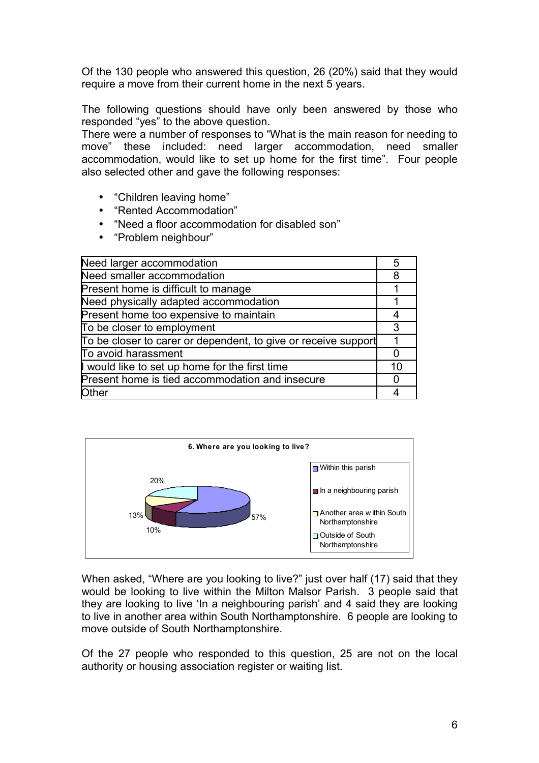Of the 130 people who answered this question, 26 (20%) said that they would require a move from their current home in the next 5 years.

The following questions should have only been answered by those who responded "yes" to the above question.

There were a number of responses to "What is the main reason for needing to move" these included: need larger accommodation, need smaller accommodation, would like to set up home for the first time". Four people also selected other and gave the following responses:

- "Children leaving home"
- "Rented Accommodation"
- "Need a floor accommodation for disabled son"
- "Problem neighbour"

| | |
|---|---|
| Need larger accommodation | 5 |
| Need smaller accommodation | 8 |
| Present home is difficult to manage | 1 |
| Need physically adapted accommodation | 1 |
| Present home too expensive to maintain | 4 |
| To be closer to employment | 3 |
| To be closer to carer or dependent, to give or receive support | 1 |
| To avoid harassment | 0 |
| I would like to set up home for the first time | 10 |
| Present home is tied accommodation and insecure | 0 |
| Other | 4 |

**6. Where are you looking to live?**

| Location | Percentage |
|---|---|
| Within this parish | 57% |
| In a neighbouring parish | 10% |
| Another area within South Northamptonshire | 13% |
| Outside of South Northamptonshire | 20% |

When asked, "Where are you looking to live?" just over half (17) said that they would be looking to live within the Milton Malsor Parish. 3 people said that they are looking to live 'In a neighbouring parish' and 4 said they are looking to live in another area within South Northamptonshire. 6 people are looking to move outside of South Northamptonshire.

Of the 27 people who responded to this question, 25 are not on the local authority or housing association register or waiting list.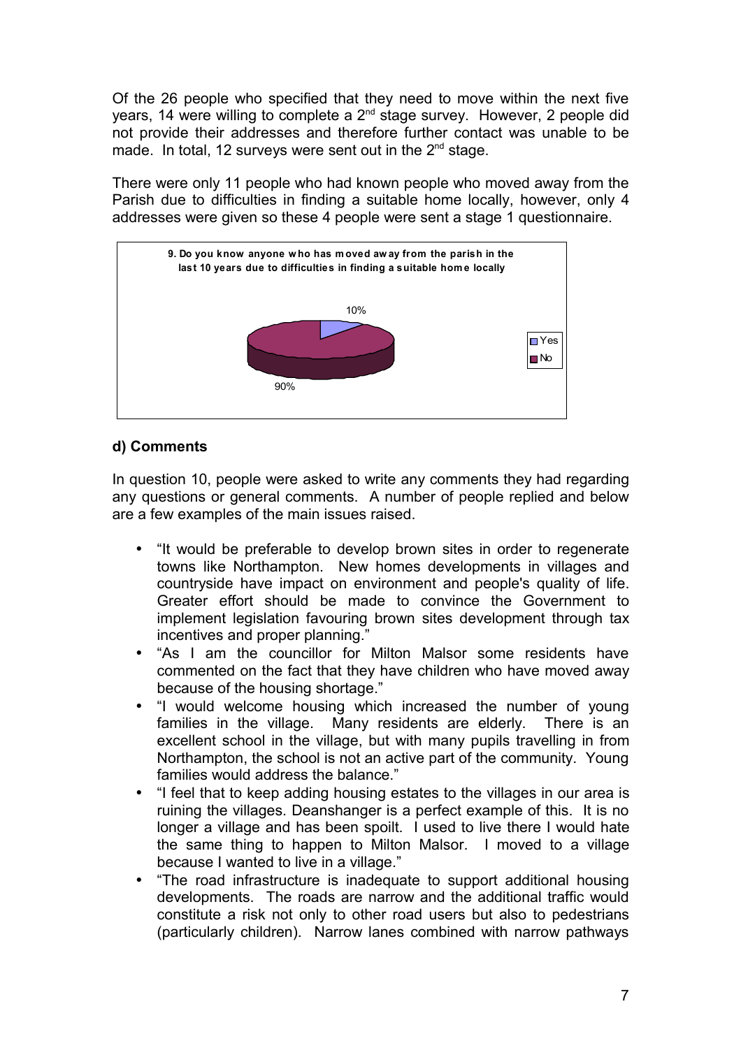Of the 26 people who specified that they need to move within the next five years, 14 were willing to complete a 2nd stage survey. However, 2 people did not provide their addresses and therefore further contact was unable to be made. In total, 12 surveys were sent out in the 2nd stage.

There were only 11 people who had known people who moved away from the Parish due to difficulties in finding a suitable home locally, however, only 4 addresses were given so these 4 people were sent a stage 1 questionnaire.

**9. Do you know anyone who has moved away from the parish in the last 10 years due to difficulties in finding a suitable home locally**

| Response | % |
|---|---|
| Yes | 10% |
| No | 90% |

### d) Comments

In question 10, people were asked to write any comments they had regarding any questions or general comments. A number of people replied and below are a few examples of the main issues raised.

- "It would be preferable to develop brown sites in order to regenerate towns like Northampton. New homes developments in villages and countryside have impact on environment and people's quality of life. Greater effort should be made to convince the Government to implement legislation favouring brown sites development through tax incentives and proper planning."
- "As I am the councillor for Milton Malsor some residents have commented on the fact that they have children who have moved away because of the housing shortage."
- "I would welcome housing which increased the number of young families in the village. Many residents are elderly. There is an excellent school in the village, but with many pupils travelling in from Northampton, the school is not an active part of the community. Young families would address the balance."
- "I feel that to keep adding housing estates to the villages in our area is ruining the villages. Deanshanger is a perfect example of this. It is no longer a village and has been spoilt. I used to live there I would hate the same thing to happen to Milton Malsor. I moved to a village because I wanted to live in a village."
- "The road infrastructure is inadequate to support additional housing developments. The roads are narrow and the additional traffic would constitute a risk not only to other road users but also to pedestrians (particularly children). Narrow lanes combined with narrow pathways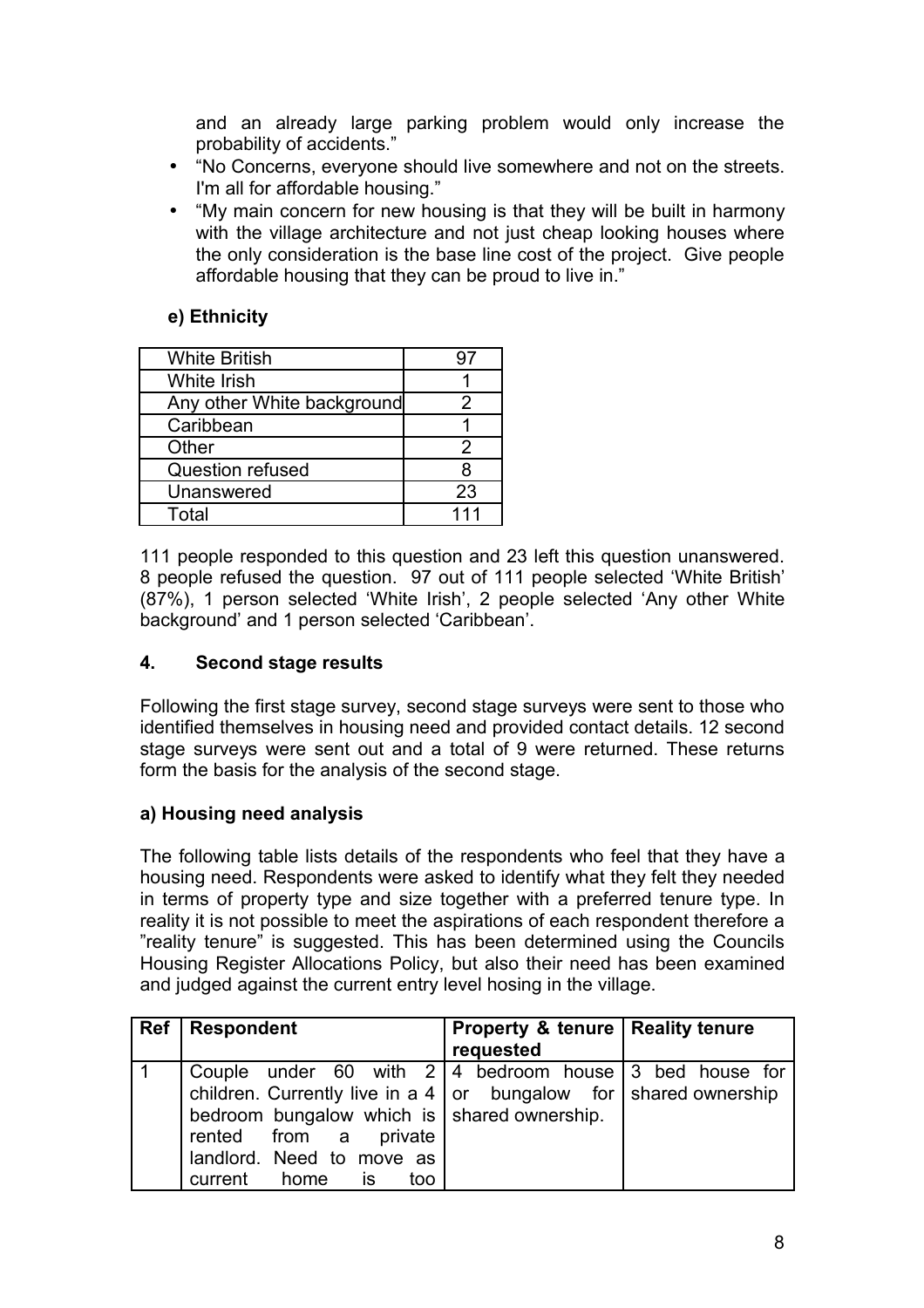and an already large parking problem would only increase the probability of accidents."

- "No Concerns, everyone should live somewhere and not on the streets. I'm all for affordable housing."
- "My main concern for new housing is that they will be built in harmony with the village architecture and not just cheap looking houses where the only consideration is the base line cost of the project. Give people affordable housing that they can be proud to live in."

### e) Ethnicity

| | |
|---|---|
| White British | 97 |
| White Irish | 1 |
| Any other White background | 2 |
| Caribbean | 1 |
| Other | 2 |
| Question refused | 8 |
| Unanswered | 23 |
| Total | 111 |

111 people responded to this question and 23 left this question unanswered. 8 people refused the question. 97 out of 111 people selected 'White British' (87%), 1 person selected 'White Irish', 2 people selected 'Any other White background' and 1 person selected 'Caribbean'.

## 4. Second stage results

Following the first stage survey, second stage surveys were sent to those who identified themselves in housing need and provided contact details. 12 second stage surveys were sent out and a total of 9 were returned. These returns form the basis for the analysis of the second stage.

### a) Housing need analysis

The following table lists details of the respondents who feel that they have a housing need. Respondents were asked to identify what they felt they needed in terms of property type and size together with a preferred tenure type. In reality it is not possible to meet the aspirations of each respondent therefore a "reality tenure" is suggested. This has been determined using the Councils Housing Register Allocations Policy, but also their need has been examined and judged against the current entry level hosing in the village.

| Ref | Respondent | Property & tenure requested | Reality tenure |
|---|---|---|---|
| 1 | Couple under 60 with 2 children. Currently live in a 4 bedroom bungalow which is rented from a private landlord. Need to move as current home is too | 4 bedroom house or bungalow for shared ownership. | 3 bed house for shared ownership |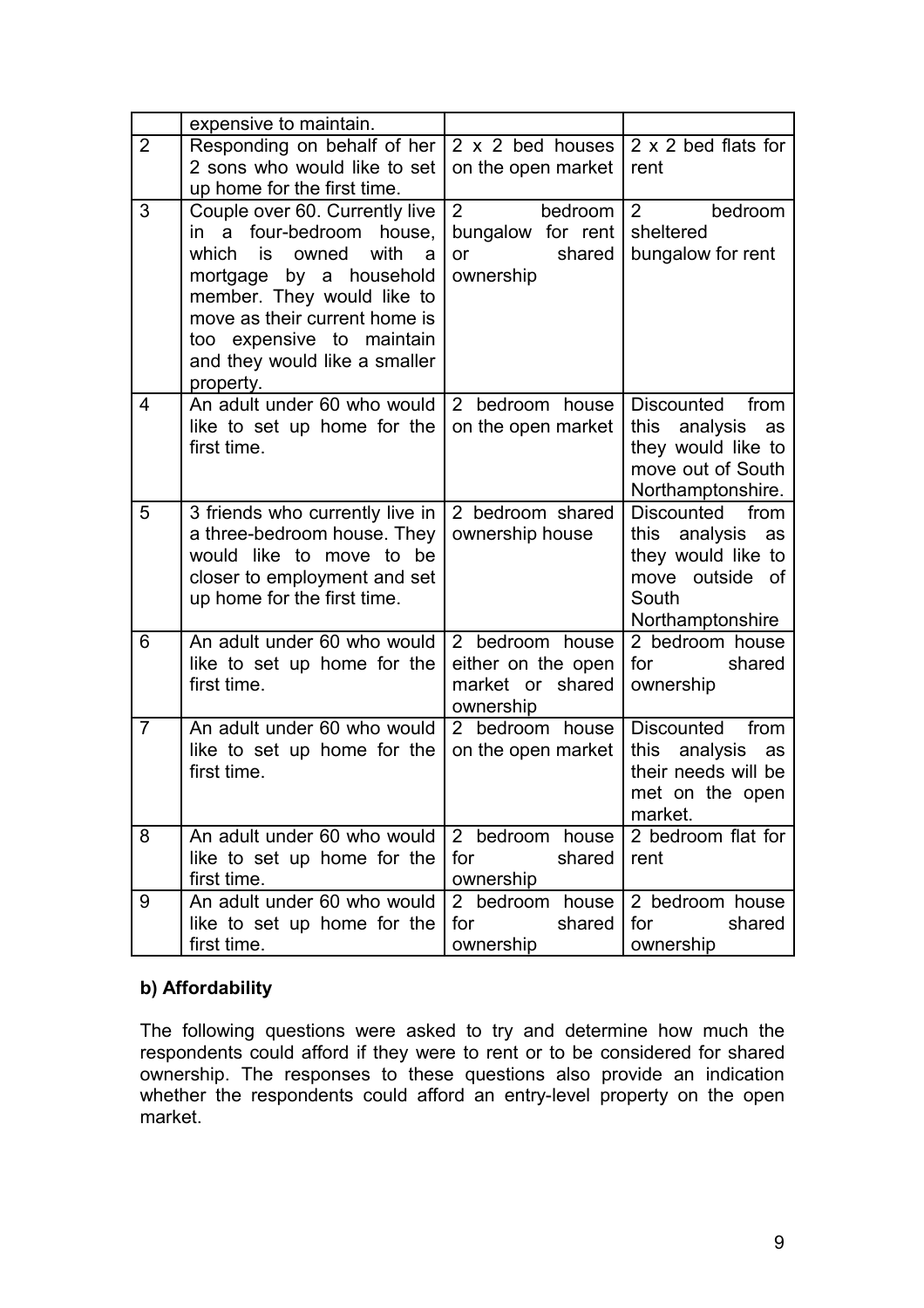|  | expensive to maintain. |  |  |
|---|---|---|---|
| 2 | Responding on behalf of her 2 sons who would like to set up home for the first time. | 2 x 2 bed houses on the open market | 2 x 2 bed flats for rent |
| 3 | Couple over 60. Currently live in a four-bedroom house, which is owned with a mortgage by a household member. They would like to move as their current home is too expensive to maintain and they would like a smaller property. | 2 bedroom bungalow for rent or shared ownership | 2 bedroom sheltered bungalow for rent |
| 4 | An adult under 60 who would like to set up home for the first time. | 2 bedroom house on the open market | Discounted from this analysis as they would like to move out of South Northamptonshire. |
| 5 | 3 friends who currently live in a three-bedroom house. They would like to move to be closer to employment and set up home for the first time. | 2 bedroom shared ownership house | Discounted from this analysis as they would like to move outside of South Northamptonshire |
| 6 | An adult under 60 who would like to set up home for the first time. | 2 bedroom house either on the open market or shared ownership | 2 bedroom house for shared ownership |
| 7 | An adult under 60 who would like to set up home for the first time. | 2 bedroom house on the open market | Discounted from this analysis as their needs will be met on the open market. |
| 8 | An adult under 60 who would like to set up home for the first time. | 2 bedroom house for shared ownership | 2 bedroom flat for rent |
| 9 | An adult under 60 who would like to set up home for the first time. | 2 bedroom house for shared ownership | 2 bedroom house for shared ownership |

### b) Affordability

The following questions were asked to try and determine how much the respondents could afford if they were to rent or to be considered for shared ownership. The responses to these questions also provide an indication whether the respondents could afford an entry-level property on the open market.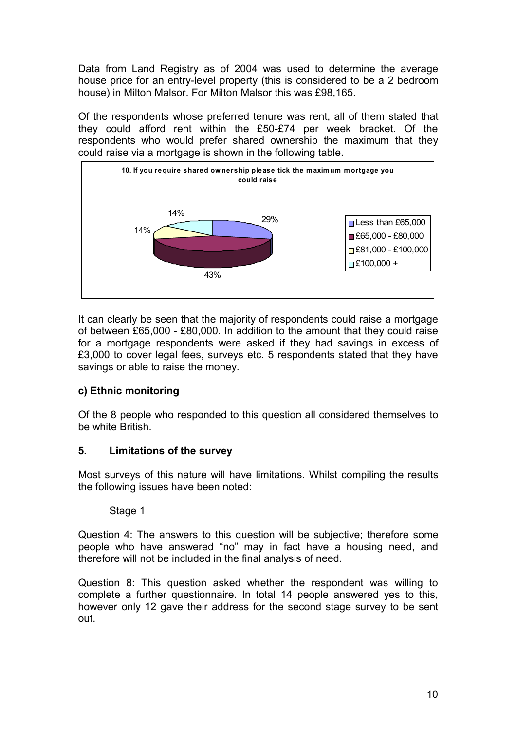Data from Land Registry as of 2004 was used to determine the average house price for an entry-level property (this is considered to be a 2 bedroom house) in Milton Malsor. For Milton Malsor this was £98,165.

Of the respondents whose preferred tenure was rent, all of them stated that they could afford rent within the £50-£74 per week bracket. Of the respondents who would prefer shared ownership the maximum that they could raise via a mortgage is shown in the following table.

**10. If you require shared ownership please tick the maximum mortgage you could raise**

| Maximum mortgage | % |
|---|---|
| Less than £65,000 | 29% |
| £65,000 - £80,000 | 43% |
| £81,000 - £100,000 | 14% |
| £100,000 + | 14% |

It can clearly be seen that the majority of respondents could raise a mortgage of between £65,000 - £80,000. In addition to the amount that they could raise for a mortgage respondents were asked if they had savings in excess of £3,000 to cover legal fees, surveys etc. 5 respondents stated that they have savings or able to raise the money.

**c) Ethnic monitoring**

Of the 8 people who responded to this question all considered themselves to be white British.

## 5. Limitations of the survey

Most surveys of this nature will have limitations. Whilst compiling the results the following issues have been noted:

Stage 1

Question 4: The answers to this question will be subjective; therefore some people who have answered "no" may in fact have a housing need, and therefore will not be included in the final analysis of need.

Question 8: This question asked whether the respondent was willing to complete a further questionnaire. In total 14 people answered yes to this, however only 12 gave their address for the second stage survey to be sent out.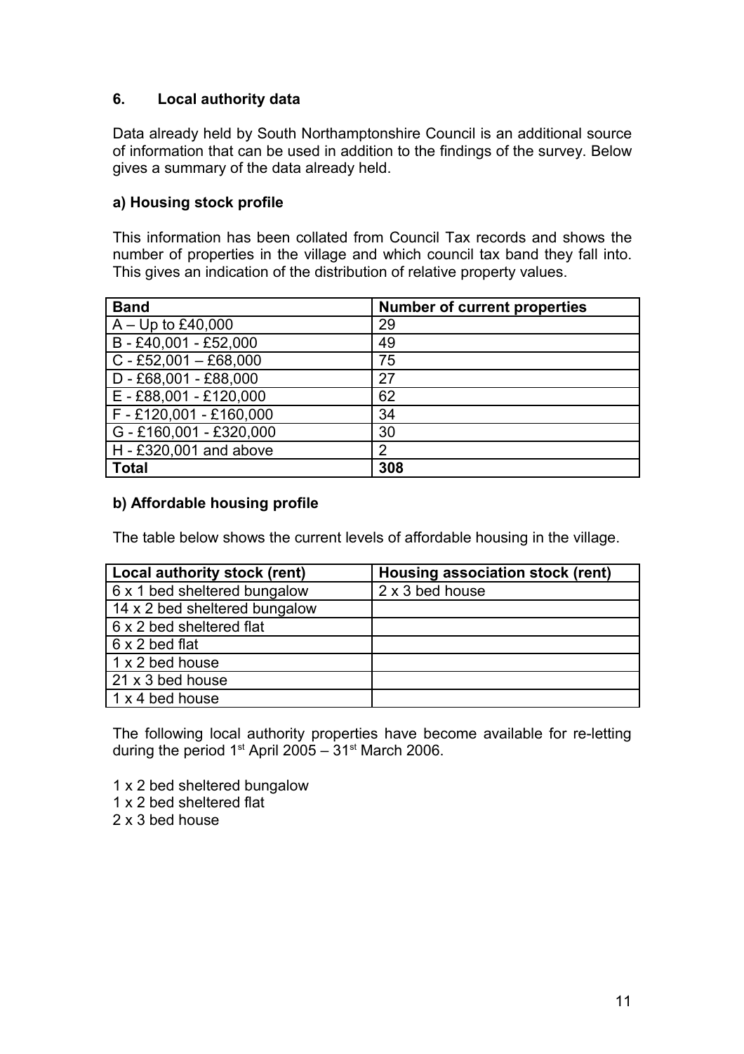## 6. Local authority data

Data already held by South Northamptonshire Council is an additional source of information that can be used in addition to the findings of the survey. Below gives a summary of the data already held.

### a) Housing stock profile

This information has been collated from Council Tax records and shows the number of properties in the village and which council tax band they fall into. This gives an indication of the distribution of relative property values.

| Band | Number of current properties |
|---|---|
| A – Up to £40,000 | 29 |
| B - £40,001 - £52,000 | 49 |
| C - £52,001 – £68,000 | 75 |
| D - £68,001 - £88,000 | 27 |
| E - £88,001 - £120,000 | 62 |
| F - £120,001 - £160,000 | 34 |
| G - £160,001 - £320,000 | 30 |
| H - £320,001 and above | 2 |
| **Total** | **308** |

### b) Affordable housing profile

The table below shows the current levels of affordable housing in the village.

| Local authority stock (rent) | Housing association stock (rent) |
|---|---|
| 6 x 1 bed sheltered bungalow | 2 x 3 bed house |
| 14 x 2 bed sheltered bungalow | |
| 6 x 2 bed sheltered flat | |
| 6 x 2 bed flat | |
| 1 x 2 bed house | |
| 21 x 3 bed house | |
| 1 x 4 bed house | |

The following local authority properties have become available for re-letting during the period 1st April 2005 – 31st March 2006.

1 x 2 bed sheltered bungalow
1 x 2 bed sheltered flat
2 x 3 bed house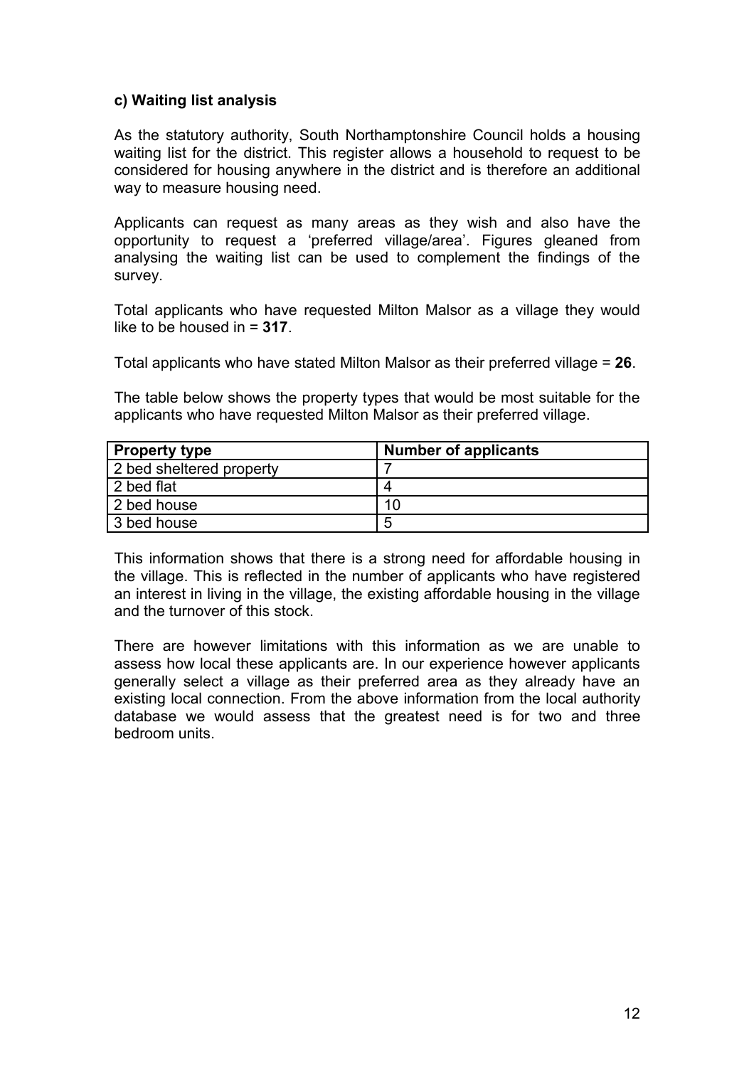### c) Waiting list analysis

As the statutory authority, South Northamptonshire Council holds a housing waiting list for the district. This register allows a household to request to be considered for housing anywhere in the district and is therefore an additional way to measure housing need.

Applicants can request as many areas as they wish and also have the opportunity to request a 'preferred village/area'. Figures gleaned from analysing the waiting list can be used to complement the findings of the survey.

Total applicants who have requested Milton Malsor as a village they would like to be housed in = **317**.

Total applicants who have stated Milton Malsor as their preferred village = **26**.

The table below shows the property types that would be most suitable for the applicants who have requested Milton Malsor as their preferred village.

| Property type | Number of applicants |
| --- | --- |
| 2 bed sheltered property | 7 |
| 2 bed flat | 4 |
| 2 bed house | 10 |
| 3 bed house | 5 |

This information shows that there is a strong need for affordable housing in the village. This is reflected in the number of applicants who have registered an interest in living in the village, the existing affordable housing in the village and the turnover of this stock.

There are however limitations with this information as we are unable to assess how local these applicants are. In our experience however applicants generally select a village as their preferred area as they already have an existing local connection. From the above information from the local authority database we would assess that the greatest need is for two and three bedroom units.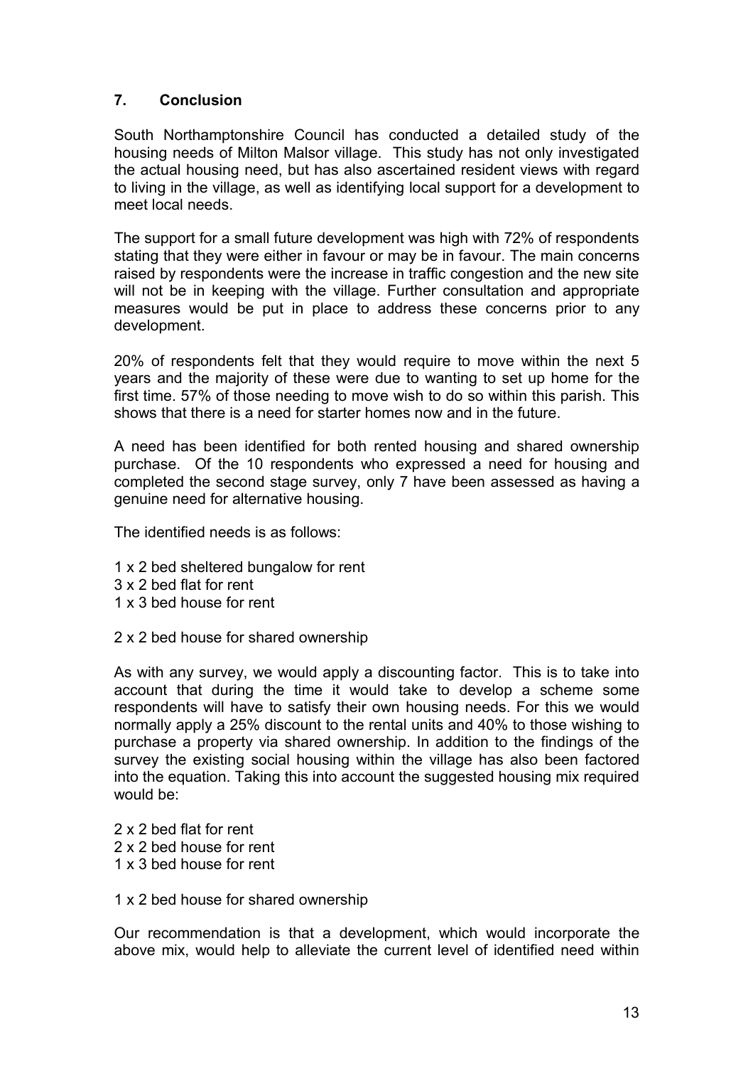## 7. Conclusion

South Northamptonshire Council has conducted a detailed study of the housing needs of Milton Malsor village. This study has not only investigated the actual housing need, but has also ascertained resident views with regard to living in the village, as well as identifying local support for a development to meet local needs.

The support for a small future development was high with 72% of respondents stating that they were either in favour or may be in favour. The main concerns raised by respondents were the increase in traffic congestion and the new site will not be in keeping with the village. Further consultation and appropriate measures would be put in place to address these concerns prior to any development.

20% of respondents felt that they would require to move within the next 5 years and the majority of these were due to wanting to set up home for the first time. 57% of those needing to move wish to do so within this parish. This shows that there is a need for starter homes now and in the future.

A need has been identified for both rented housing and shared ownership purchase. Of the 10 respondents who expressed a need for housing and completed the second stage survey, only 7 have been assessed as having a genuine need for alternative housing.

The identified needs is as follows:

1 x 2 bed sheltered bungalow for rent
3 x 2 bed flat for rent
1 x 3 bed house for rent

2 x 2 bed house for shared ownership

As with any survey, we would apply a discounting factor. This is to take into account that during the time it would take to develop a scheme some respondents will have to satisfy their own housing needs. For this we would normally apply a 25% discount to the rental units and 40% to those wishing to purchase a property via shared ownership. In addition to the findings of the survey the existing social housing within the village has also been factored into the equation. Taking this into account the suggested housing mix required would be:

2 x 2 bed flat for rent
2 x 2 bed house for rent
1 x 3 bed house for rent

1 x 2 bed house for shared ownership

Our recommendation is that a development, which would incorporate the above mix, would help to alleviate the current level of identified need within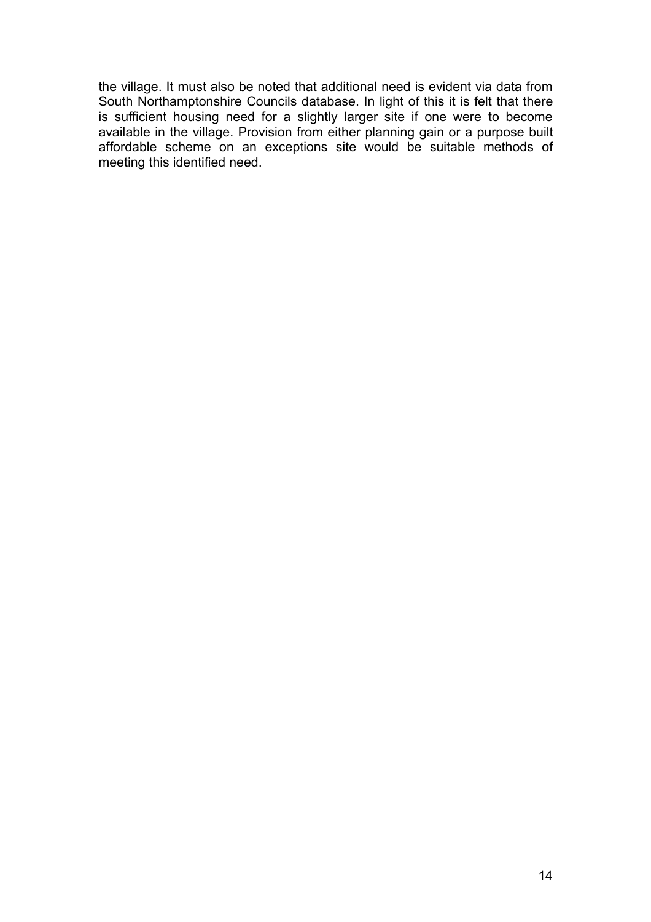the village. It must also be noted that additional need is evident via data from South Northamptonshire Councils database. In light of this it is felt that there is sufficient housing need for a slightly larger site if one were to become available in the village. Provision from either planning gain or a purpose built affordable scheme on an exceptions site would be suitable methods of meeting this identified need.